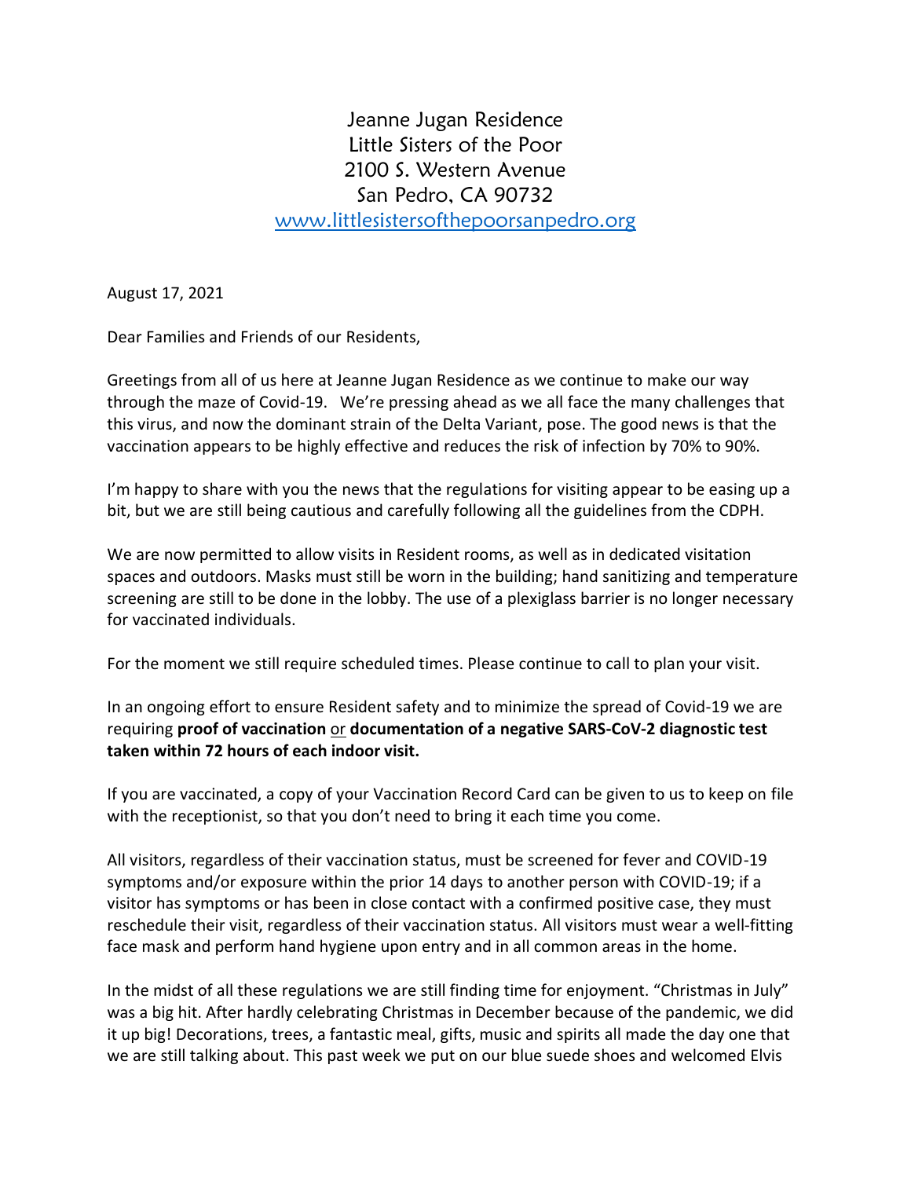Jeanne Jugan Residence  
Little Sisters of the Poor  
2100 S. Western Avenue  
San Pedro, CA 90732  
[www.littlesistersofthepoorsanpedro.org](http://www.littlesistersofthepoorsanpedro.org)

August 17, 2021

Dear Families and Friends of our Residents,

Greetings from all of us here at Jeanne Jugan Residence as we continue to make our way through the maze of Covid-19. We're pressing ahead as we all face the many challenges that this virus, and now the dominant strain of the Delta Variant, pose. The good news is that the vaccination appears to be highly effective and reduces the risk of infection by 70% to 90%.

I'm happy to share with you the news that the regulations for visiting appear to be easing up a bit, but we are still being cautious and carefully following all the guidelines from the CDPH.

We are now permitted to allow visits in Resident rooms, as well as in dedicated visitation spaces and outdoors. Masks must still be worn in the building; hand sanitizing and temperature screening are still to be done in the lobby. The use of a plexiglass barrier is no longer necessary for vaccinated individuals.

For the moment we still require scheduled times. Please continue to call to plan your visit.

In an ongoing effort to ensure Resident safety and to minimize the spread of Covid-19 we are requiring **proof of vaccination** or **documentation of a negative SARS-CoV-2 diagnostic test taken within 72 hours of each indoor visit.**

If you are vaccinated, a copy of your Vaccination Record Card can be given to us to keep on file with the receptionist, so that you don't need to bring it each time you come.

All visitors, regardless of their vaccination status, must be screened for fever and COVID-19 symptoms and/or exposure within the prior 14 days to another person with COVID-19; if a visitor has symptoms or has been in close contact with a confirmed positive case, they must reschedule their visit, regardless of their vaccination status. All visitors must wear a well-fitting face mask and perform hand hygiene upon entry and in all common areas in the home.

In the midst of all these regulations we are still finding time for enjoyment. "Christmas in July" was a big hit. After hardly celebrating Christmas in December because of the pandemic, we did it up big! Decorations, trees, a fantastic meal, gifts, music and spirits all made the day one that we are still talking about. This past week we put on our blue suede shoes and welcomed Elvis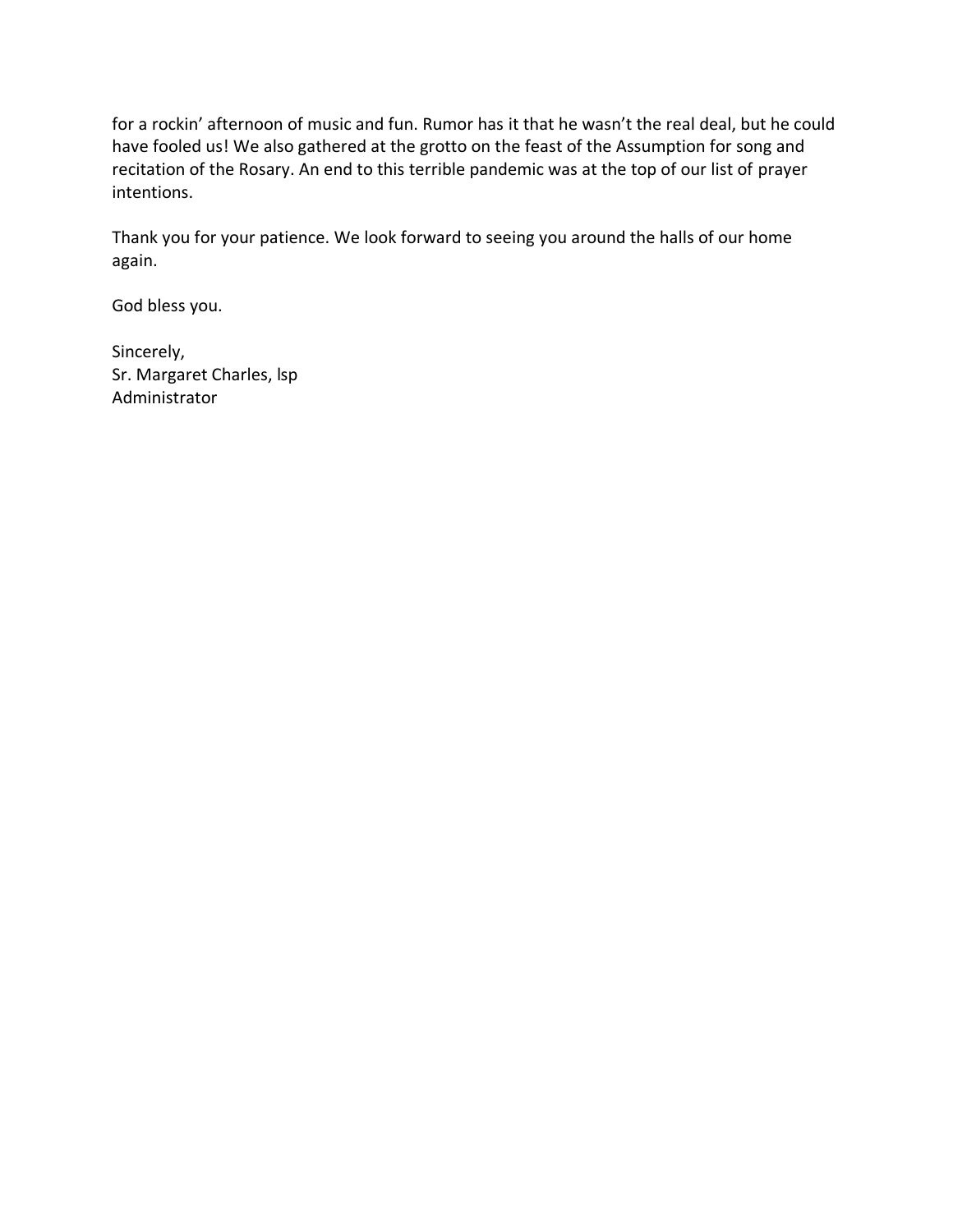for a rockin' afternoon of music and fun. Rumor has it that he wasn't the real deal, but he could have fooled us! We also gathered at the grotto on the feast of the Assumption for song and recitation of the Rosary. An end to this terrible pandemic was at the top of our list of prayer intentions.

Thank you for your patience. We look forward to seeing you around the halls of our home again.

God bless you.

Sincerely,
Sr. Margaret Charles, lsp
Administrator